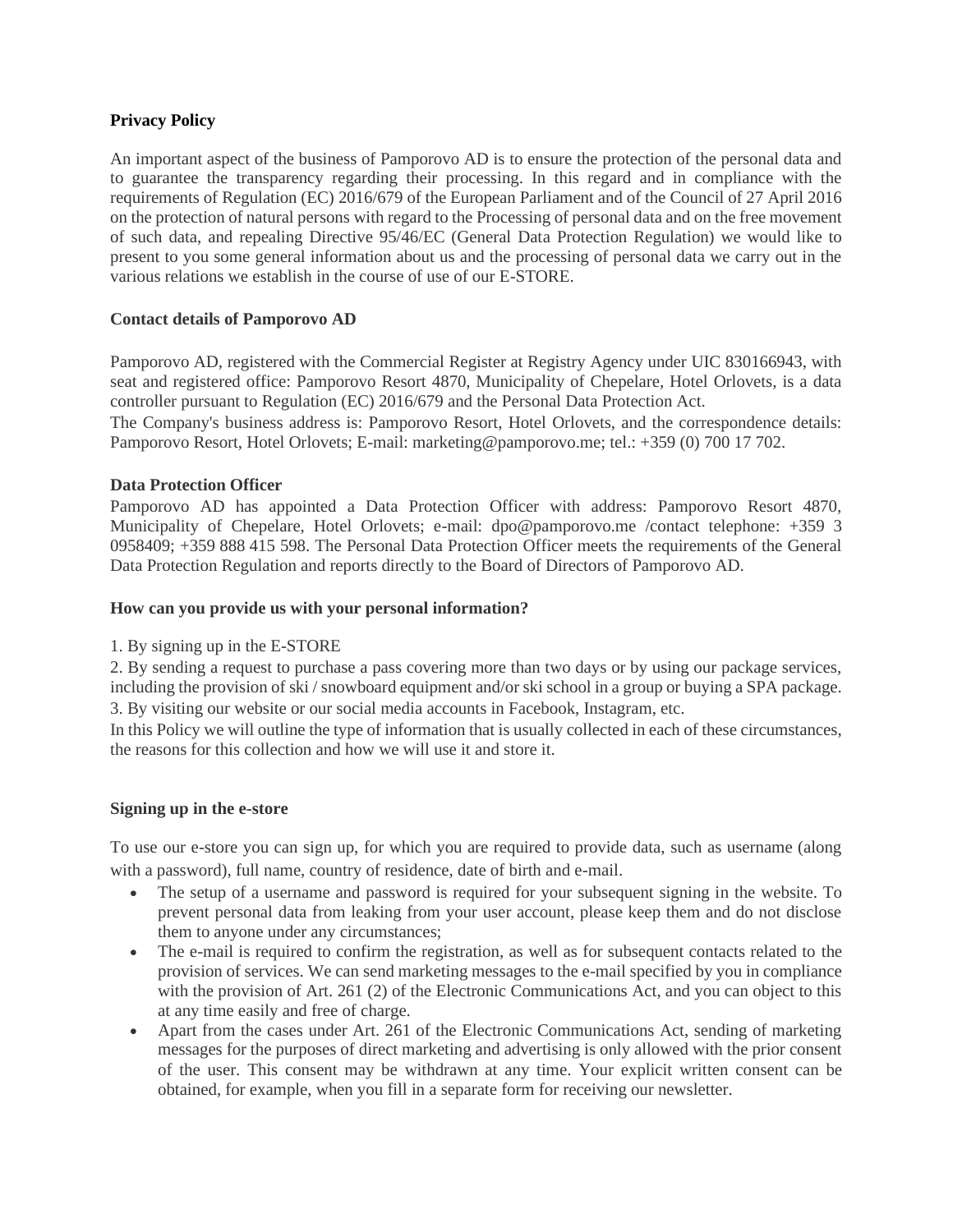**Privacy Policy**

An important aspect of the business of Pamporovo AD is to ensure the protection of the personal data and to guarantee the transparency regarding their processing. In this regard and in compliance with the requirements of Regulation (EC) 2016/679 of the European Parliament and of the Council of 27 April 2016 on the protection of natural persons with regard to the Processing of personal data and on the free movement of such data, and repealing Directive 95/46/EC (General Data Protection Regulation) we would like to present to you some general information about us and the processing of personal data we carry out in the various relations we establish in the course of use of our E-STORE.

**Contact details of Pamporovo AD**

Pamporovo AD, registered with the Commercial Register at Registry Agency under UIC 830166943, with seat and registered office: Pamporovo Resort 4870, Municipality of Chepelare, Hotel Orlovets, is a data controller pursuant to Regulation (EC) 2016/679 and the Personal Data Protection Act.

The Company's business address is: Pamporovo Resort, Hotel Orlovets, and the correspondence details: Pamporovo Resort, Hotel Orlovets; E-mail: marketing@pamporovo.me; tel.: +359 (0) 700 17 702.

**Data Protection Officer**

Pamporovo AD has appointed a Data Protection Officer with address: Pamporovo Resort 4870, Municipality of Chepelare, Hotel Orlovets; e-mail: dpo@pamporovo.me /contact telephone: +359 3 0958409; +359 888 415 598. The Personal Data Protection Officer meets the requirements of the General Data Protection Regulation and reports directly to the Board of Directors of Pamporovo AD.

**How can you provide us with your personal information?**

1. By signing up in the E-STORE
2. By sending a request to purchase a pass covering more than two days or by using our package services, including the provision of ski / snowboard equipment and/or ski school in a group or buying a SPA package.
3. By visiting our website or our social media accounts in Facebook, Instagram, etc.

In this Policy we will outline the type of information that is usually collected in each of these circumstances, the reasons for this collection and how we will use it and store it.

**Signing up in the e-store**

To use our e-store you can sign up, for which you are required to provide data, such as username (along with a password), full name, country of residence, date of birth and e-mail.

- The setup of a username and password is required for your subsequent signing in the website. To prevent personal data from leaking from your user account, please keep them and do not disclose them to anyone under any circumstances;
- The e-mail is required to confirm the registration, as well as for subsequent contacts related to the provision of services. We can send marketing messages to the e-mail specified by you in compliance with the provision of Art. 261 (2) of the Electronic Communications Act, and you can object to this at any time easily and free of charge.
- Apart from the cases under Art. 261 of the Electronic Communications Act, sending of marketing messages for the purposes of direct marketing and advertising is only allowed with the prior consent of the user. This consent may be withdrawn at any time. Your explicit written consent can be obtained, for example, when you fill in a separate form for receiving our newsletter.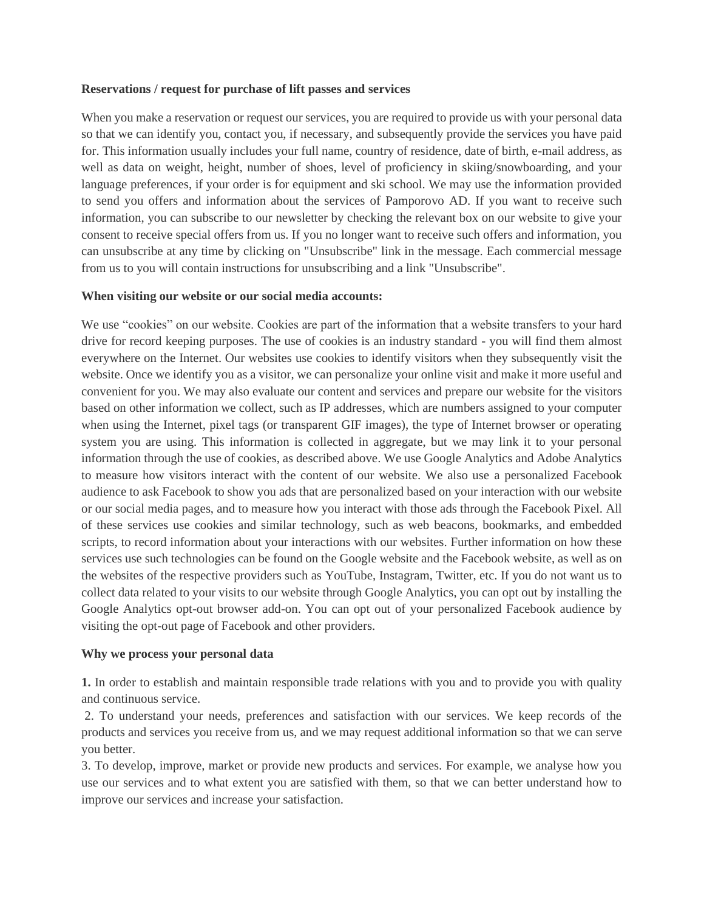**Reservations / request for purchase of lift passes and services**

When you make a reservation or request our services, you are required to provide us with your personal data so that we can identify you, contact you, if necessary, and subsequently provide the services you have paid for. This information usually includes your full name, country of residence, date of birth, e-mail address, as well as data on weight, height, number of shoes, level of proficiency in skiing/snowboarding, and your language preferences, if your order is for equipment and ski school. We may use the information provided to send you offers and information about the services of Pamporovo AD. If you want to receive such information, you can subscribe to our newsletter by checking the relevant box on our website to give your consent to receive special offers from us. If you no longer want to receive such offers and information, you can unsubscribe at any time by clicking on "Unsubscribe" link in the message. Each commercial message from us to you will contain instructions for unsubscribing and a link "Unsubscribe".

**When visiting our website or our social media accounts:**

We use "cookies" on our website. Cookies are part of the information that a website transfers to your hard drive for record keeping purposes. The use of cookies is an industry standard - you will find them almost everywhere on the Internet. Our websites use cookies to identify visitors when they subsequently visit the website. Once we identify you as a visitor, we can personalize your online visit and make it more useful and convenient for you. We may also evaluate our content and services and prepare our website for the visitors based on other information we collect, such as IP addresses, which are numbers assigned to your computer when using the Internet, pixel tags (or transparent GIF images), the type of Internet browser or operating system you are using. This information is collected in aggregate, but we may link it to your personal information through the use of cookies, as described above. We use Google Analytics and Adobe Analytics to measure how visitors interact with the content of our website. We also use a personalized Facebook audience to ask Facebook to show you ads that are personalized based on your interaction with our website or our social media pages, and to measure how you interact with those ads through the Facebook Pixel. All of these services use cookies and similar technology, such as web beacons, bookmarks, and embedded scripts, to record information about your interactions with our websites. Further information on how these services use such technologies can be found on the Google website and the Facebook website, as well as on the websites of the respective providers such as YouTube, Instagram, Twitter, etc. If you do not want us to collect data related to your visits to our website through Google Analytics, you can opt out by installing the Google Analytics opt-out browser add-on. You can opt out of your personalized Facebook audience by visiting the opt-out page of Facebook and other providers.

**Why we process your personal data**

**1.** In order to establish and maintain responsible trade relations with you and to provide you with quality and continuous service.

2. To understand your needs, preferences and satisfaction with our services. We keep records of the products and services you receive from us, and we may request additional information so that we can serve you better.

3. To develop, improve, market or provide new products and services. For example, we analyse how you use our services and to what extent you are satisfied with them, so that we can better understand how to improve our services and increase your satisfaction.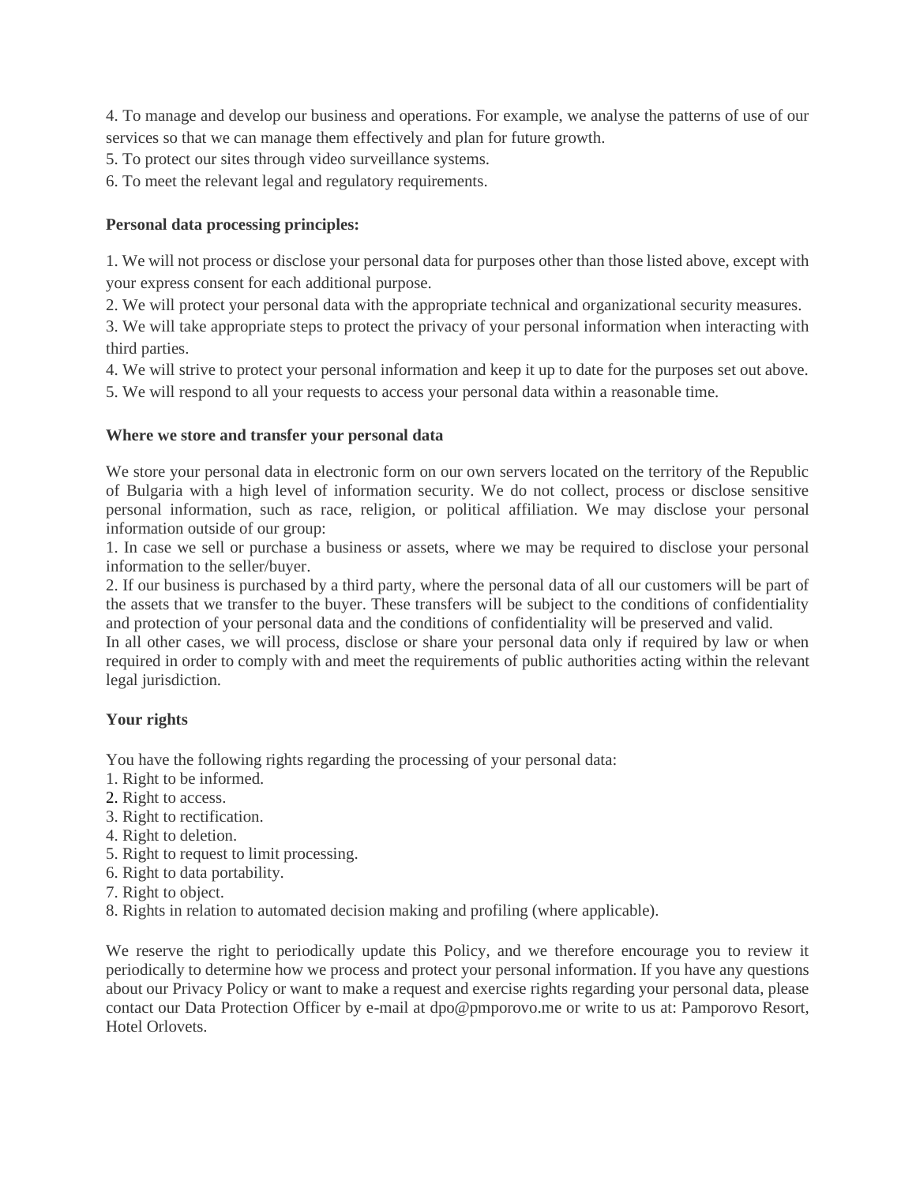4. To manage and develop our business and operations. For example, we analyse the patterns of use of our services so that we can manage them effectively and plan for future growth.
5. To protect our sites through video surveillance systems.
6. To meet the relevant legal and regulatory requirements.

**Personal data processing principles:**

1. We will not process or disclose your personal data for purposes other than those listed above, except with your express consent for each additional purpose.
2. We will protect your personal data with the appropriate technical and organizational security measures.
3. We will take appropriate steps to protect the privacy of your personal information when interacting with third parties.
4. We will strive to protect your personal information and keep it up to date for the purposes set out above.
5. We will respond to all your requests to access your personal data within a reasonable time.

**Where we store and transfer your personal data**

We store your personal data in electronic form on our own servers located on the territory of the Republic of Bulgaria with a high level of information security. We do not collect, process or disclose sensitive personal information, such as race, religion, or political affiliation. We may disclose your personal information outside of our group:
1. In case we sell or purchase a business or assets, where we may be required to disclose your personal information to the seller/buyer.
2. If our business is purchased by a third party, where the personal data of all our customers will be part of the assets that we transfer to the buyer. These transfers will be subject to the conditions of confidentiality and protection of your personal data and the conditions of confidentiality will be preserved and valid.
In all other cases, we will process, disclose or share your personal data only if required by law or when required in order to comply with and meet the requirements of public authorities acting within the relevant legal jurisdiction.

**Your rights**

You have the following rights regarding the processing of your personal data:
1. Right to be informed.
2. Right to access.
3. Right to rectification.
4. Right to deletion.
5. Right to request to limit processing.
6. Right to data portability.
7. Right to object.
8. Rights in relation to automated decision making and profiling (where applicable).

We reserve the right to periodically update this Policy, and we therefore encourage you to review it periodically to determine how we process and protect your personal information. If you have any questions about our Privacy Policy or want to make a request and exercise rights regarding your personal data, please contact our Data Protection Officer by e-mail at dpo@pmporovo.me or write to us at: Pamporovo Resort, Hotel Orlovets.